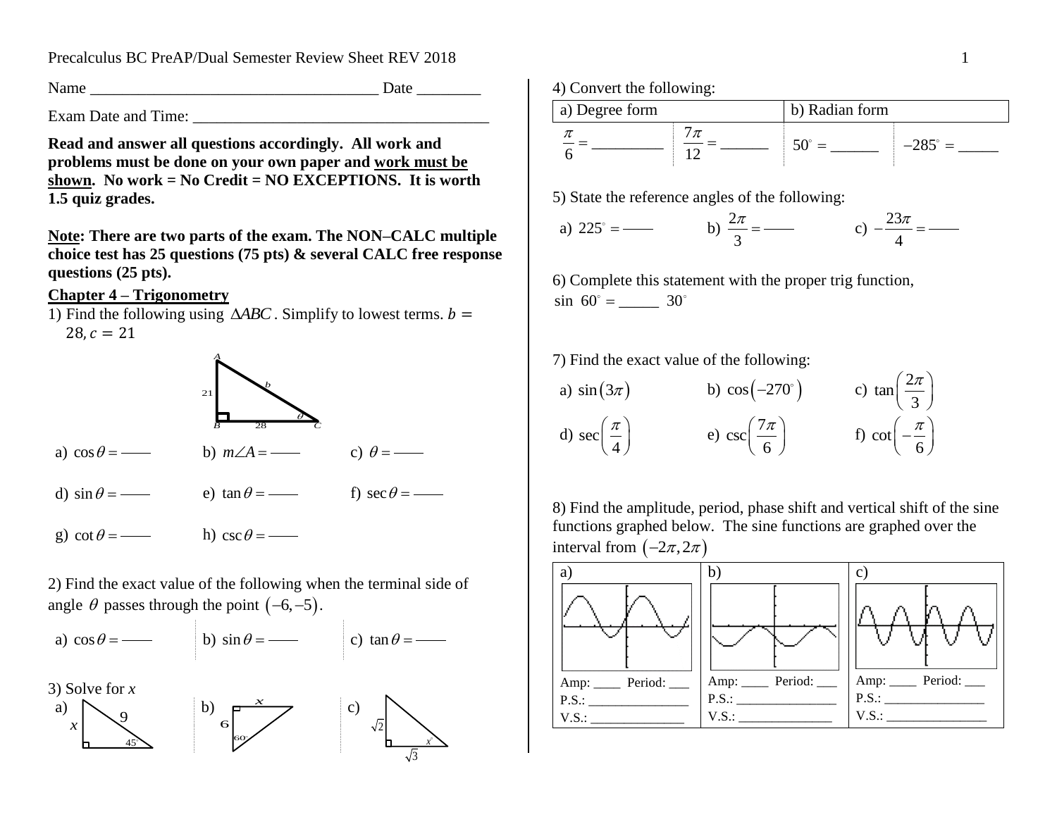Name ____________________________________ Date ________

Exam Date and Time: ______________________________________

**Read and answer all questions accordingly. All work and problems must be done on your own paper and <u>work must be shown</u>. No work = No Credit = NO EXCEPTIONS. It is worth 1.5 quiz grades.**

**<u>Note</u>: There are two parts of the exam. The NON–CALC multiple choice test has 25 questions (75 pts) & several CALC free response questions (25 pts).**

## <u>Chapter 4 – Trigonometry</u>

1) Find the following using $\Delta ABC$. Simplify to lowest terms. $b = 28, c = 21$

a) $\cos\theta =$ ____ b) $m\angle A =$ ____ c) $\theta =$ ____

d) $\sin\theta =$ ____ e) $\tan\theta =$ ____ f) $\sec\theta =$ ____

g) $\cot\theta =$ ____ h) $\csc\theta =$ ____

2) Find the exact value of the following when the terminal side of angle $\theta$ passes through the point $(-6, -5)$.

a) $\cos\theta =$ ____ b) $\sin\theta =$ ____ c) $\tan\theta =$ ____

3) Solve for $x$

a) b) c)

4) Convert the following:

| a) Degree form | | b) Radian form | |
|---|---|---|---|
| $\frac{\pi}{6} =$ _________ | $\frac{7\pi}{12} =$ ______ | $50^\circ =$ ______ | $-285^\circ =$ _____ |

5) State the reference angles of the following:

a) $225^\circ =$ ____ b) $\frac{2\pi}{3} =$ ____ c) $-\frac{23\pi}{4} =$ ____

6) Complete this statement with the proper trig function,
$\sin\ 60^\circ =$ _____ $30^\circ$

7) Find the exact value of the following:

a) $\sin(3\pi)$ b) $\cos(-270^\circ)$ c) $\tan\left(\frac{2\pi}{3}\right)$

d) $\sec\left(\frac{\pi}{4}\right)$ e) $\csc\left(\frac{7\pi}{6}\right)$ f) $\cot\left(-\frac{\pi}{6}\right)$

8) Find the amplitude, period, phase shift and vertical shift of the sine functions graphed below. The sine functions are graphed over the interval from $(-2\pi, 2\pi)$

| a) | b) | c) |
|---|---|---|
| Amp: ____ Period: ___ | Amp: ____ Period: ___ | Amp: ____ Period: ___ |
| P.S.: _______________ | P.S.: _______________ | P.S.: _______________ |
| V.S.: ______________ | V.S.: ______________ | V.S.: _______________ |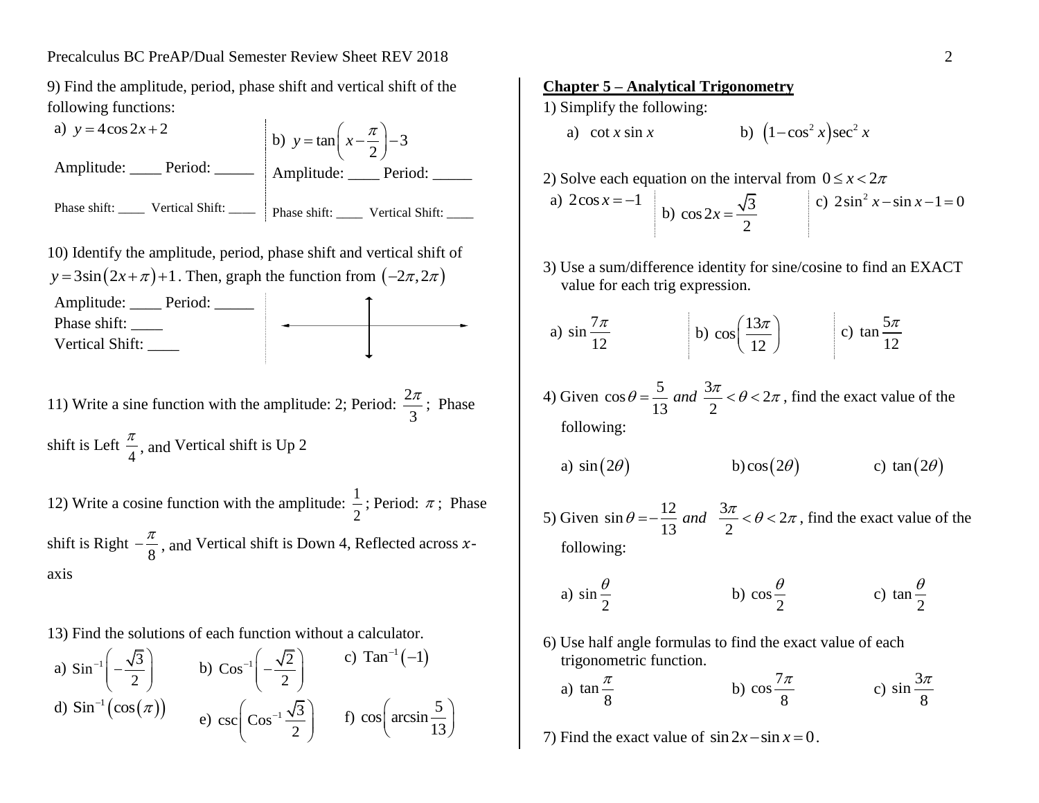9) Find the amplitude, period, phase shift and vertical shift of the following functions:

a) $y = 4\cos 2x + 2$

Amplitude: ____ Period: _____

Phase shift: ____ Vertical Shift: ____

b) $y = \tan\left(x - \frac{\pi}{2}\right) - 3$

Amplitude: ____ Period: _____

Phase shift: ____ Vertical Shift: ____

10) Identify the amplitude, period, phase shift and vertical shift of $y = 3\sin(2x + \pi) + 1$. Then, graph the function from $(-2\pi, 2\pi)$

Amplitude: ____ Period: _____

Phase shift: ____

Vertical Shift: ____

11) Write a sine function with the amplitude: 2; Period: $\frac{2\pi}{3}$; Phase shift is Left $\frac{\pi}{4}$, and Vertical shift is Up 2

12) Write a cosine function with the amplitude: $\frac{1}{2}$; Period: $\pi$; Phase shift is Right $-\frac{\pi}{8}$, and Vertical shift is Down 4, Reflected across $x$-axis

13) Find the solutions of each function without a calculator.

a) $\text{Sin}^{-1}\left(-\frac{\sqrt{3}}{2}\right)$ b) $\text{Cos}^{-1}\left(-\frac{\sqrt{2}}{2}\right)$ c) $\text{Tan}^{-1}(-1)$

d) $\text{Sin}^{-1}(\cos(\pi))$ e) $\csc\left(\text{Cos}^{-1}\frac{\sqrt{3}}{2}\right)$ f) $\cos\left(\arcsin\frac{5}{13}\right)$

## Chapter 5 – Analytical Trigonometry

1) Simplify the following:

a) $\cot x \sin x$ b) $\left(1 - \cos^2 x\right)\sec^2 x$

2) Solve each equation on the interval from $0 \le x < 2\pi$

a) $2\cos x = -1$ b) $\cos 2x = \frac{\sqrt{3}}{2}$ c) $2\sin^2 x - \sin x - 1 = 0$

3) Use a sum/difference identity for sine/cosine to find an EXACT value for each trig expression.

a) $\sin\frac{7\pi}{12}$ b) $\cos\left(\frac{13\pi}{12}\right)$ c) $\tan\frac{5\pi}{12}$

4) Given $\cos\theta = \frac{5}{13}$ *and* $\frac{3\pi}{2} < \theta < 2\pi$, find the exact value of the following:

a) $\sin(2\theta)$ b) $\cos(2\theta)$ c) $\tan(2\theta)$

5) Given $\sin\theta = -\frac{12}{13}$ *and* $\frac{3\pi}{2} < \theta < 2\pi$, find the exact value of the following:

a) $\sin\frac{\theta}{2}$ b) $\cos\frac{\theta}{2}$ c) $\tan\frac{\theta}{2}$

6) Use half angle formulas to find the exact value of each trigonometric function.

a) $\tan\frac{\pi}{8}$ b) $\cos\frac{7\pi}{8}$ c) $\sin\frac{3\pi}{8}$

7) Find the exact value of $\sin 2x - \sin x = 0$.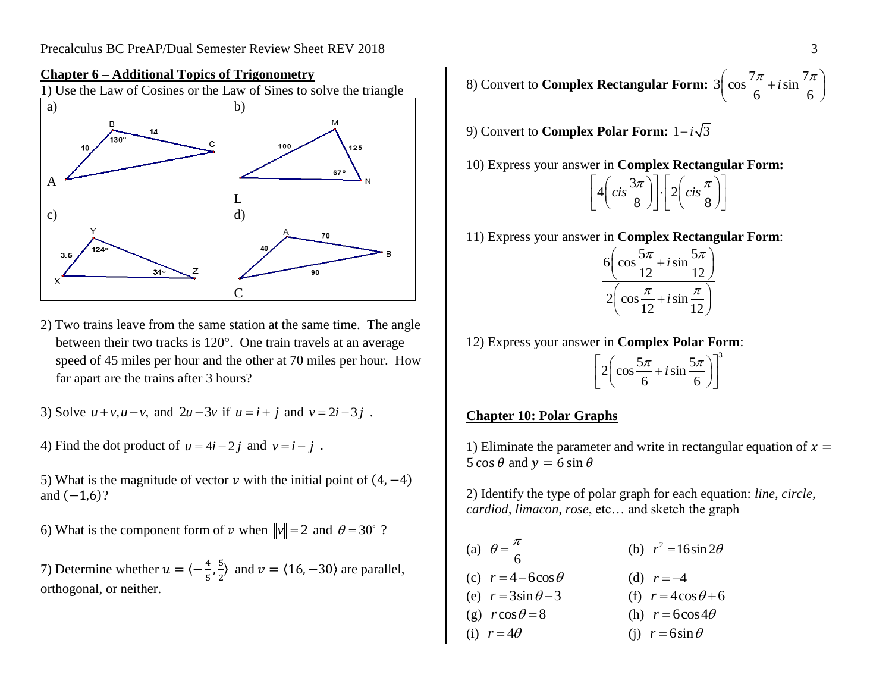## Chapter 6 – Additional Topics of Trigonometry

1) Use the Law of Cosines or the Law of Sines to solve the triangle

| a) | b) |
| --- | --- |
| B, 130°, 14, 10, C, A | M, 100, 125, 67°, N, L |
| c) | d) |
| Y, 124°, 3.5, 31°, Z, X | A, 70, 40, B, 90, C |

2) Two trains leave from the same station at the same time. The angle between their two tracks is 120°. One train travels at an average speed of 45 miles per hour and the other at 70 miles per hour. How far apart are the trains after 3 hours?

3) Solve $u+v, u-v,$ and $2u-3v$ if $u = i + j$ and $v = 2i - 3j$ .

4) Find the dot product of $u = 4i - 2j$ and $v = i - j$ .

5) What is the magnitude of vector $v$ with the initial point of $(4, -4)$ and $(-1, 6)$?

6) What is the component form of $v$ when $\|v\| = 2$ and $\theta = 30^\circ$ ?

7) Determine whether $u = \langle -\frac{4}{5}, \frac{5}{2} \rangle$ and $v = \langle 16, -30 \rangle$ are parallel, orthogonal, or neither.

8) Convert to **Complex Rectangular Form:** $3\left(\cos\frac{7\pi}{6} + i\sin\frac{7\pi}{6}\right)$

9) Convert to **Complex Polar Form:** $1 - i\sqrt{3}$

10) Express your answer in **Complex Rectangular Form:**

$$\left[4\left(cis\frac{3\pi}{8}\right)\right] \cdot \left[2\left(cis\frac{\pi}{8}\right)\right]$$

11) Express your answer in **Complex Rectangular Form**:

$$\frac{6\left(\cos\frac{5\pi}{12} + i\sin\frac{5\pi}{12}\right)}{2\left(\cos\frac{\pi}{12} + i\sin\frac{\pi}{12}\right)}$$

12) Express your answer in **Complex Polar Form**:

$$\left[2\left(\cos\frac{5\pi}{6} + i\sin\frac{5\pi}{6}\right)\right]^3$$

## Chapter 10: Polar Graphs

1) Eliminate the parameter and write in rectangular equation of $x = 5\cos\theta$ and $y = 6\sin\theta$

2) Identify the type of polar graph for each equation: *line, circle, cardiod, limacon, rose*, etc… and sketch the graph

(a) $\theta = \frac{\pi}{6}$ (b) $r^2 = 16\sin 2\theta$

(c) $r = 4 - 6\cos\theta$ (d) $r = -4$

(e) $r = 3\sin\theta - 3$ (f) $r = 4\cos\theta + 6$

(g) $r\cos\theta = 8$ (h) $r = 6\cos 4\theta$

(i) $r = 4\theta$ (j) $r = 6\sin\theta$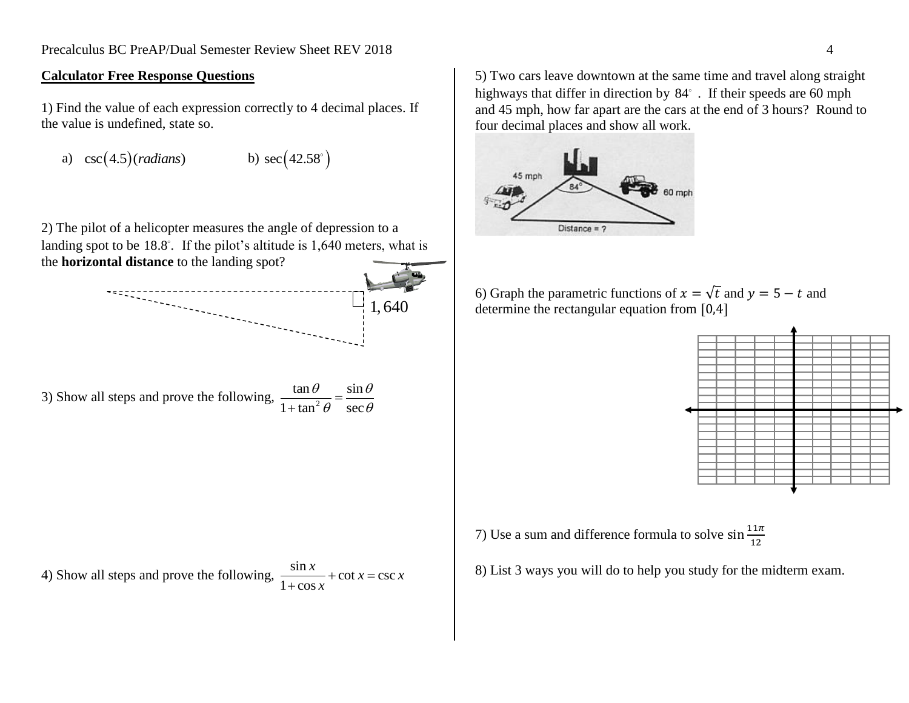**Calculator Free Response Questions**

1) Find the value of each expression correctly to 4 decimal places. If the value is undefined, state so.

a) $\csc(4.5)(radians)$ b) $\sec(42.58^{\circ})$

2) The pilot of a helicopter measures the angle of depression to a landing spot to be $18.8^{\circ}$. If the pilot's altitude is 1,640 meters, what is the **horizontal distance** to the landing spot?

1, 640

3) Show all steps and prove the following, $\dfrac{\tan\theta}{1+\tan^2\theta} = \dfrac{\sin\theta}{\sec\theta}$

4) Show all steps and prove the following, $\dfrac{\sin x}{1+\cos x} + \cot x = \csc x$

5) Two cars leave downtown at the same time and travel along straight highways that differ in direction by $84^{\circ}$. If their speeds are 60 mph and 45 mph, how far apart are the cars at the end of 3 hours? Round to four decimal places and show all work.

45 mph

84°

60 mph

Distance = ?

6) Graph the parametric functions of $x = \sqrt{t}$ and $y = 5 - t$ and determine the rectangular equation from [0,4]

7) Use a sum and difference formula to solve $\sin\frac{11\pi}{12}$

8) List 3 ways you will do to help you study for the midterm exam.